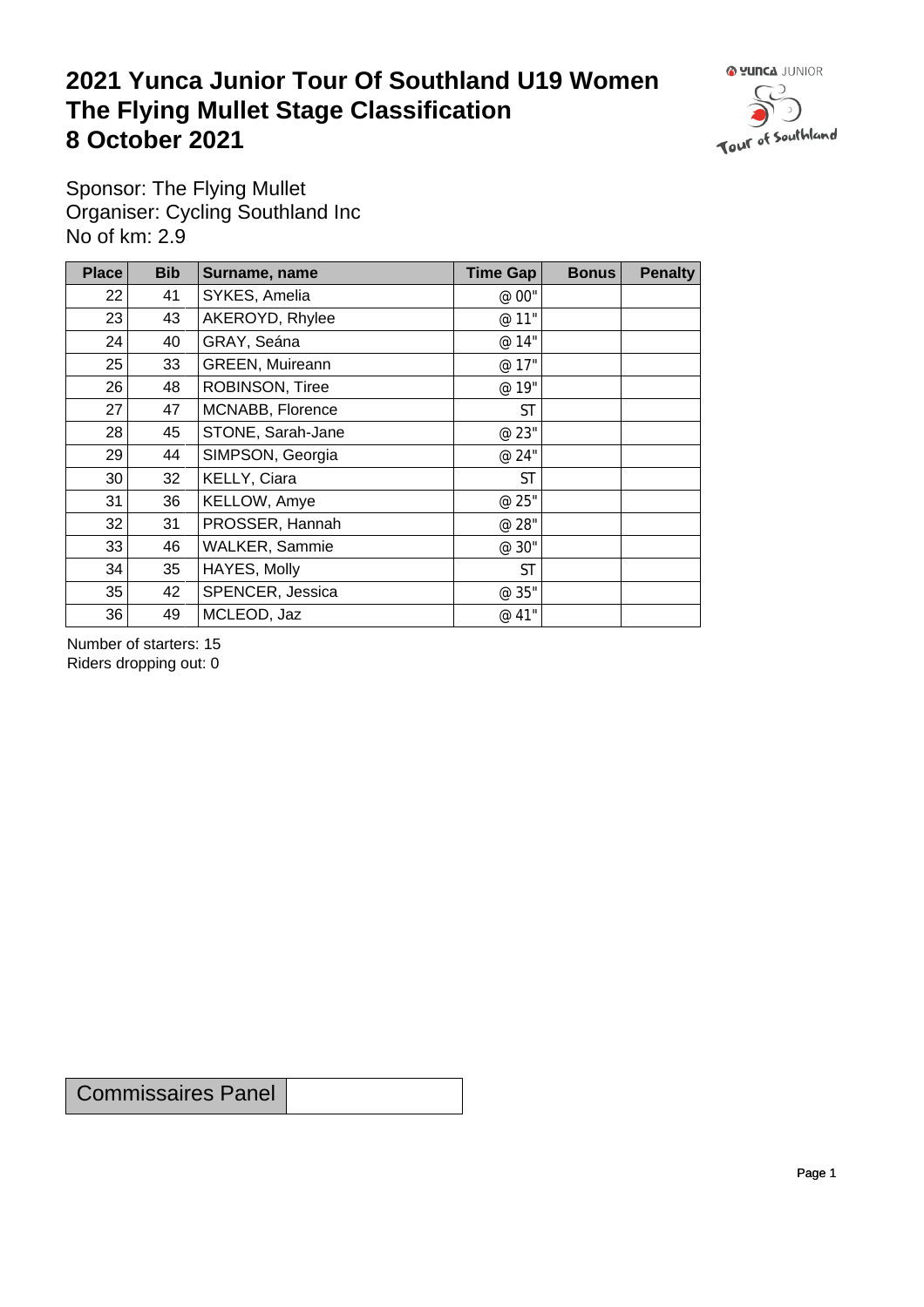# 2021 Yunca Junior Tour Of Southland U19 Women
# The Flying Mullet Stage Classification
# 8 October 2021

Sponsor: The Flying Mullet
Organiser: Cycling Southland Inc
No of km: 2.9

| Place | Bib | Surname, name | Time Gap | Bonus | Penalty |
|---|---|---|---|---|---|
| 22 | 41 | SYKES, Amelia | @ 00" | | |
| 23 | 43 | AKEROYD, Rhylee | @ 11" | | |
| 24 | 40 | GRAY, Seána | @ 14" | | |
| 25 | 33 | GREEN, Muireann | @ 17" | | |
| 26 | 48 | ROBINSON, Tiree | @ 19" | | |
| 27 | 47 | MCNABB, Florence | ST | | |
| 28 | 45 | STONE, Sarah-Jane | @ 23" | | |
| 29 | 44 | SIMPSON, Georgia | @ 24" | | |
| 30 | 32 | KELLY, Ciara | ST | | |
| 31 | 36 | KELLOW, Amye | @ 25" | | |
| 32 | 31 | PROSSER, Hannah | @ 28" | | |
| 33 | 46 | WALKER, Sammie | @ 30" | | |
| 34 | 35 | HAYES, Molly | ST | | |
| 35 | 42 | SPENCER, Jessica | @ 35" | | |
| 36 | 49 | MCLEOD, Jaz | @ 41" | | |

Number of starters: 15
Riders dropping out: 0

| Commissaires Panel | |
|---|---|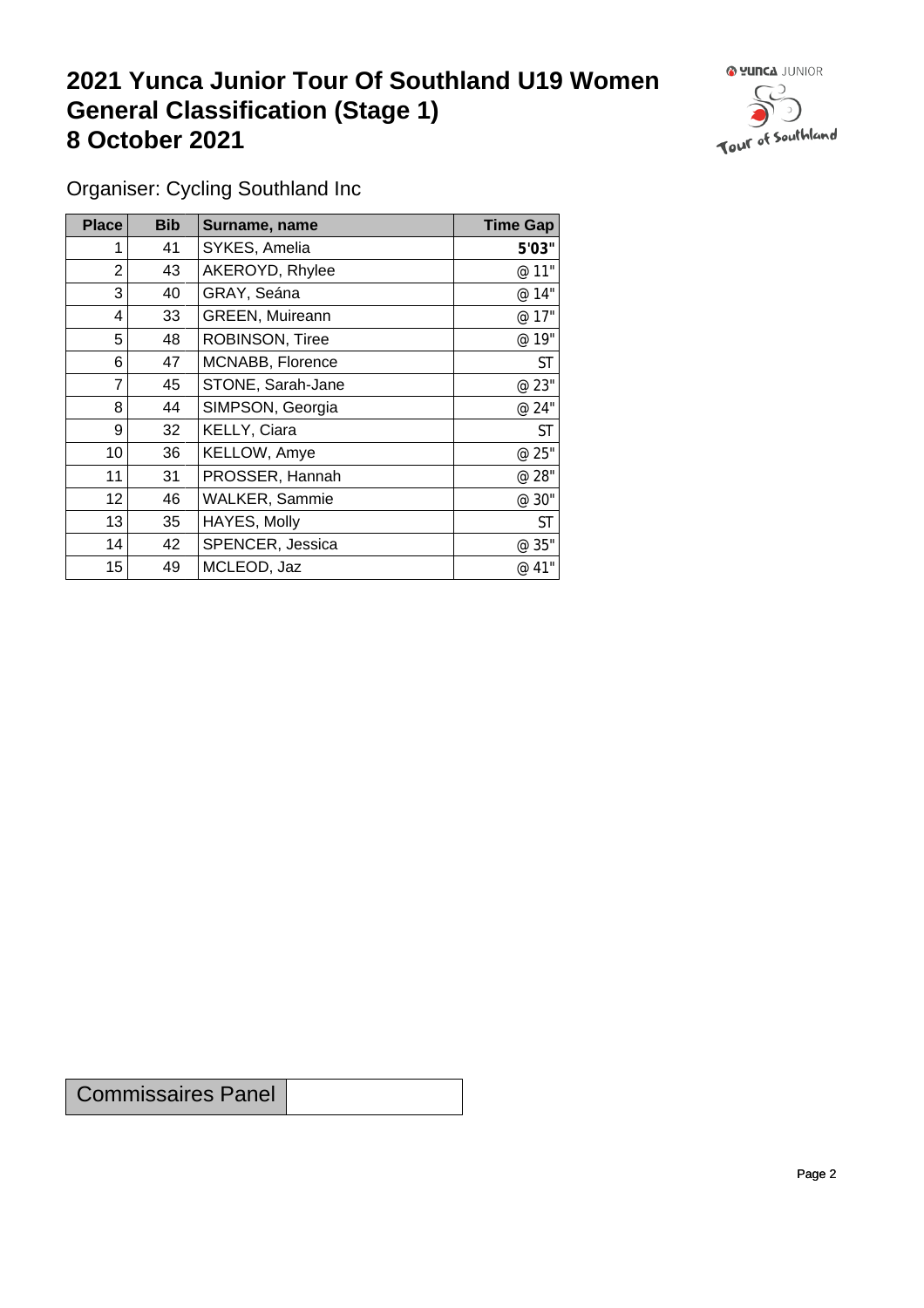# 2021 Yunca Junior Tour Of Southland U19 Women
# General Classification (Stage 1)
# 8 October 2021

Organiser: Cycling Southland Inc

| Place | Bib | Surname, name | Time Gap |
|---|---|---|---|
| 1 | 41 | SYKES, Amelia | **5'03"** |
| 2 | 43 | AKEROYD, Rhylee | @ 11" |
| 3 | 40 | GRAY, Seána | @ 14" |
| 4 | 33 | GREEN, Muireann | @ 17" |
| 5 | 48 | ROBINSON, Tiree | @ 19" |
| 6 | 47 | MCNABB, Florence | ST |
| 7 | 45 | STONE, Sarah-Jane | @ 23" |
| 8 | 44 | SIMPSON, Georgia | @ 24" |
| 9 | 32 | KELLY, Ciara | ST |
| 10 | 36 | KELLOW, Amye | @ 25" |
| 11 | 31 | PROSSER, Hannah | @ 28" |
| 12 | 46 | WALKER, Sammie | @ 30" |
| 13 | 35 | HAYES, Molly | ST |
| 14 | 42 | SPENCER, Jessica | @ 35" |
| 15 | 49 | MCLEOD, Jaz | @ 41" |

| Commissaires Panel | |
|---|---|